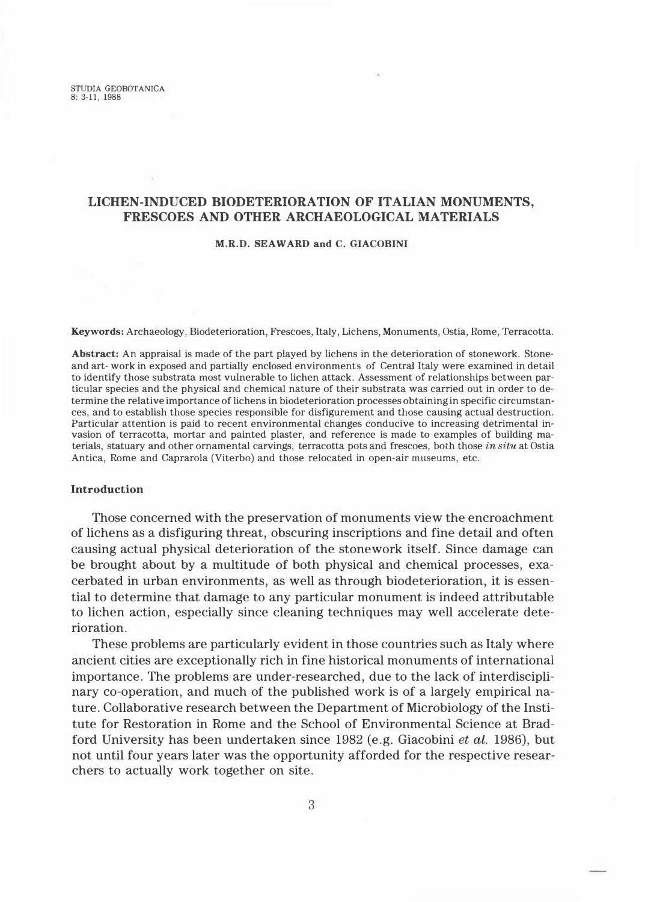# LICHEN-INDUCED BIODETERIORATION OF ITALIAN MONUMENTS, FRESCOES AND OTHER ARCHAEOLOGICAL MATERIALS

**M.R.D. SEAWARD and C. GIACOBINI**

**Keywords:** Archaeology, Biodeterioration, Frescoes, Italy, Lichens, Monuments, Ostia, Rome, Terracotta.

**Abstract:** An appraisal is made of the part played by lichens in the deterioration of stonework. Stone- and art- work in exposed and partially enclosed environments of Central Italy were examined in detail to identify those substrata most vulnerable to lichen attack. Assessment of relationships between particular species and the physical and chemical nature of their substrata was carried out in order to determine the relative importance of lichens in biodeterioration processes obtaining in specific circumstances, and to establish those species responsible for disfigurement and those causing actual destruction. Particular attention is paid to recent environmental changes conducive to increasing detrimental invasion of terracotta, mortar and painted plaster, and reference is made to examples of building materials, statuary and other ornamental carvings, terracotta pots and frescoes, both those *in situ* at Ostia Antica, Rome and Caprarola (Viterbo) and those relocated in open-air museums, etc.

## Introduction

Those concerned with the preservation of monuments view the encroachment of lichens as a disfiguring threat, obscuring inscriptions and fine detail and often causing actual physical deterioration of the stonework itself. Since damage can be brought about by a multitude of both physical and chemical processes, exacerbated in urban environments, as well as through biodeterioration, it is essential to determine that damage to any particular monument is indeed attributable to lichen action, especially since cleaning techniques may well accelerate deterioration.

These problems are particularly evident in those countries such as Italy where ancient cities are exceptionally rich in fine historical monuments of international importance. The problems are under-researched, due to the lack of interdisciplinary co-operation, and much of the published work is of a largely empirical nature. Collaborative research between the Department of Microbiology of the Institute for Restoration in Rome and the School of Environmental Science at Bradford University has been undertaken since 1982 (e.g. Giacobini *et al.* 1986), but not until four years later was the opportunity afforded for the respective researchers to actually work together on site.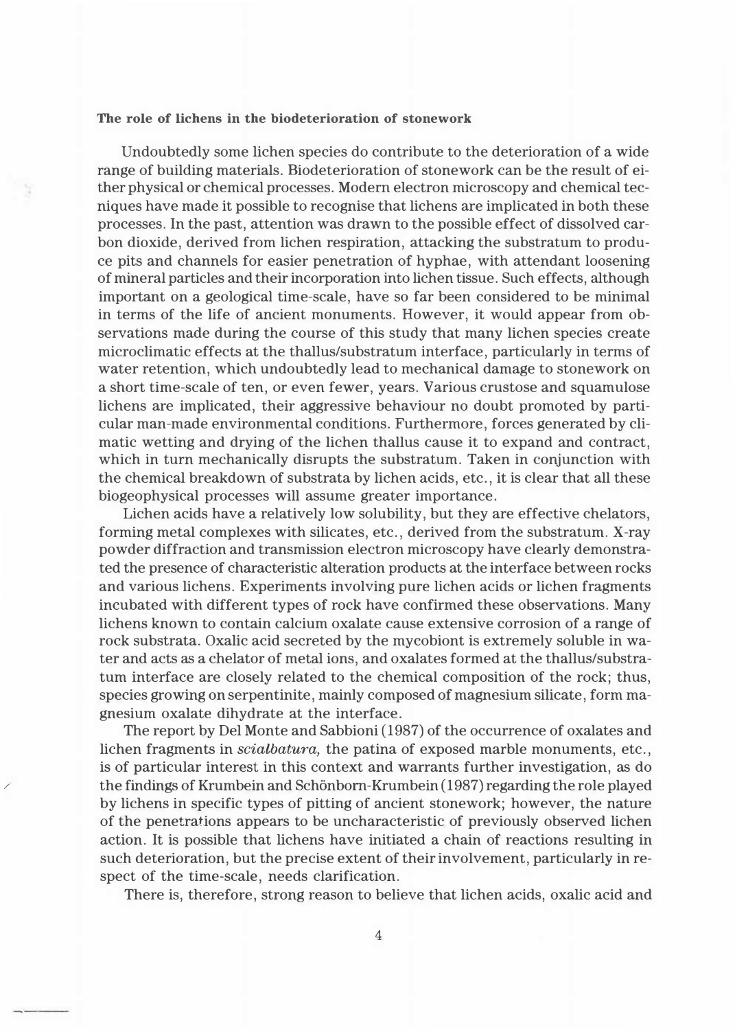**The role of lichens in the biodeterioration of stonework**

Undoubtedly some lichen species do contribute to the deterioration of a wide range of building materials. Biodeterioration of stonework can be the result of either physical or chemical processes. Modern electron microscopy and chemical tecniques have made it possible to recognise that lichens are implicated in both these processes. In the past, attention was drawn to the possible effect of dissolved carbon dioxide, derived from lichen respiration, attacking the substratum to produce pits and channels for easier penetration of hyphae, with attendant loosening of mineral particles and their incorporation into lichen tissue. Such effects, although important on a geological time-scale, have so far been considered to be minimal in terms of the life of ancient monuments. However, it would appear from observations made during the course of this study that many lichen species create microclimatic effects at the thallus/substratum interface, particularly in terms of water retention, which undoubtedly lead to mechanical damage to stonework on a short time-scale of ten, or even fewer, years. Various crustose and squamulose lichens are implicated, their aggressive behaviour no doubt promoted by particular man-made environmental conditions. Furthermore, forces generated by climatic wetting and drying of the lichen thallus cause it to expand and contract, which in turn mechanically disrupts the substratum. Taken in conjunction with the chemical breakdown of substrata by lichen acids, etc., it is clear that all these biogeophysical processes will assume greater importance.

Lichen acids have a relatively low solubility, but they are effective chelators, forming metal complexes with silicates, etc., derived from the substratum. X-ray powder diffraction and transmission electron microscopy have clearly demonstrated the presence of characteristic alteration products at the interface between rocks and various lichens. Experiments involving pure lichen acids or lichen fragments incubated with different types of rock have confirmed these observations. Many lichens known to contain calcium oxalate cause extensive corrosion of a range of rock substrata. Oxalic acid secreted by the mycobiont is extremely soluble in water and acts as a chelator of metal ions, and oxalates formed at the thallus/substratum interface are closely related to the chemical composition of the rock; thus, species growing on serpentinite, mainly composed of magnesium silicate, form magnesium oxalate dihydrate at the interface.

The report by Del Monte and Sabbioni (1987) of the occurrence of oxalates and lichen fragments in *scialbatura,* the patina of exposed marble monuments, etc., is of particular interest in this context and warrants further investigation, as do the findings of Krumbein and Schönborn-Krumbein (1987) regarding the role played by lichens in specific types of pitting of ancient stonework; however, the nature of the penetrations appears to be uncharacteristic of previously observed lichen action. It is possible that lichens have initiated a chain of reactions resulting in such deterioration, but the precise extent of their involvement, particularly in respect of the time-scale, needs clarification.

There is, therefore, strong reason to believe that lichen acids, oxalic acid and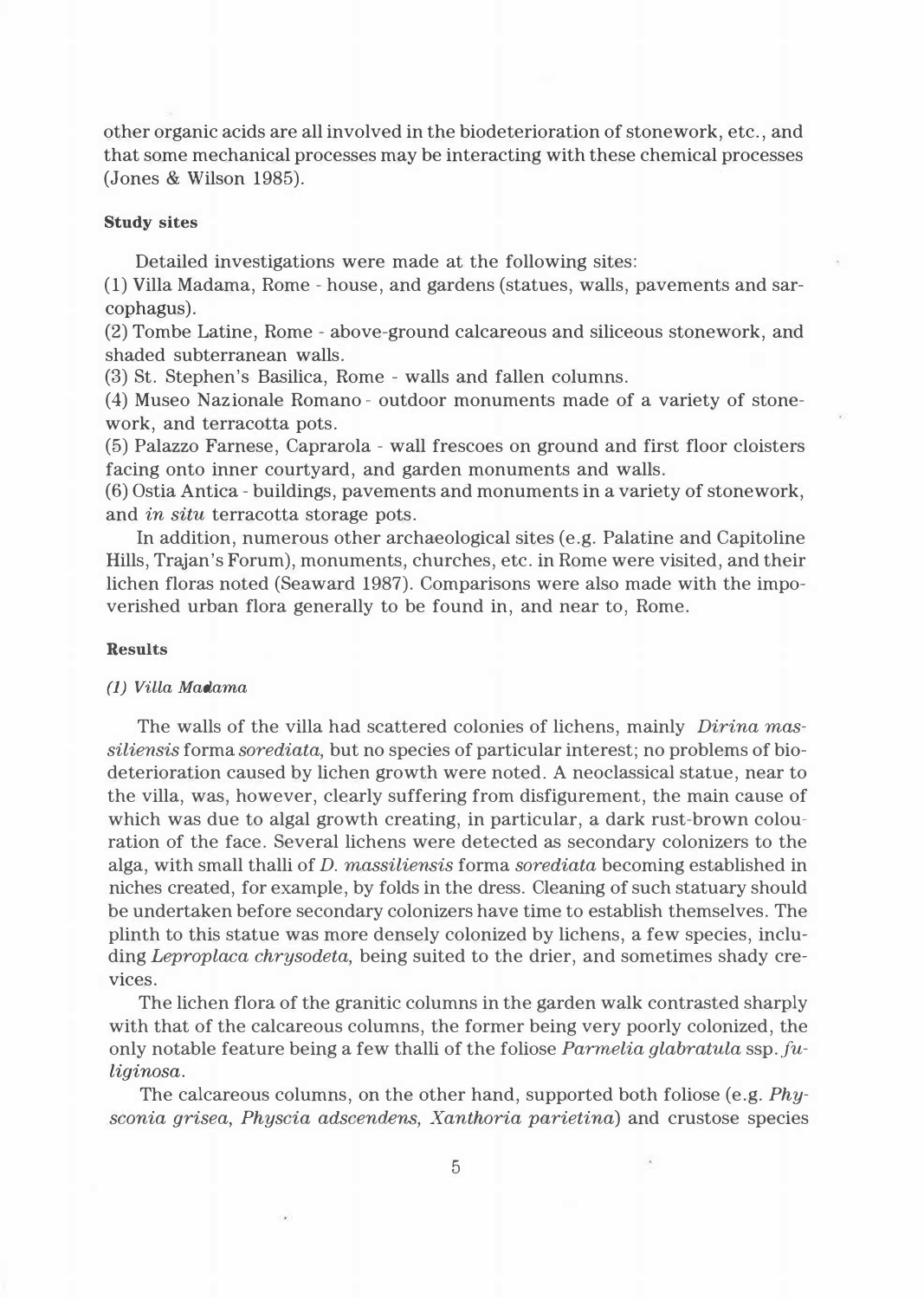other organic acids are all involved in the biodeterioration of stonework, etc., and that some mechanical processes may be interacting with these chemical processes (Jones & Wilson 1985).

### Study sites

Detailed investigations were made at the following sites:

(1) Villa Madama, Rome - house, and gardens (statues, walls, pavements and sarcophagus).

(2) Tombe Latine, Rome - above-ground calcareous and siliceous stonework, and shaded subterranean walls.

(3) St. Stephen's Basilica, Rome - walls and fallen columns.

(4) Museo Nazionale Romano - outdoor monuments made of a variety of stonework, and terracotta pots.

(5) Palazzo Farnese, Caprarola - wall frescoes on ground and first floor cloisters facing onto inner courtyard, and garden monuments and walls.

(6) Ostia Antica - buildings, pavements and monuments in a variety of stonework, and *in situ* terracotta storage pots.

In addition, numerous other archaeological sites (e.g. Palatine and Capitoline Hills, Trajan's Forum), monuments, churches, etc. in Rome were visited, and their lichen floras noted (Seaward 1987). Comparisons were also made with the impoverished urban flora generally to be found in, and near to, Rome.

### Results

#### *(1) Villa Madama*

The walls of the villa had scattered colonies of lichens, mainly *Dirina massiliensis* forma *sorediata*, but no species of particular interest; no problems of biodeterioration caused by lichen growth were noted. A neoclassical statue, near to the villa, was, however, clearly suffering from disfigurement, the main cause of which was due to algal growth creating, in particular, a dark rust-brown colouration of the face. Several lichens were detected as secondary colonizers to the alga, with small thalli of *D. massiliensis* forma *sorediata* becoming established in niches created, for example, by folds in the dress. Cleaning of such statuary should be undertaken before secondary colonizers have time to establish themselves. The plinth to this statue was more densely colonized by lichens, a few species, including *Leproplaca chrysodeta*, being suited to the drier, and sometimes shady crevices.

The lichen flora of the granitic columns in the garden walk contrasted sharply with that of the calcareous columns, the former being very poorly colonized, the only notable feature being a few thalli of the foliose *Parmelia glabratula* ssp. *fuliginosa*.

The calcareous columns, on the other hand, supported both foliose (e.g. *Physconia grisea, Physcia adscendens, Xanthoria parietina*) and crustose species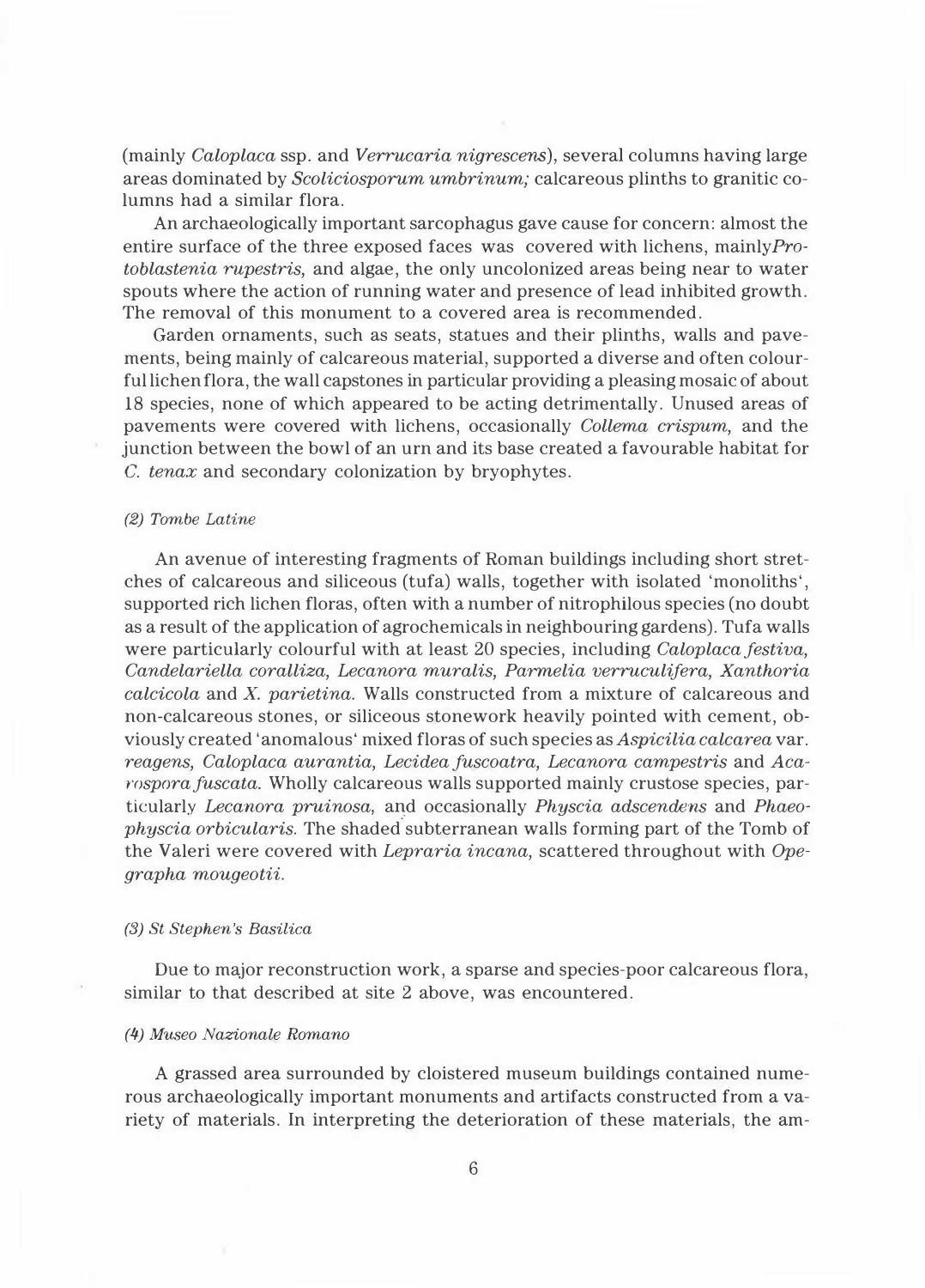(mainly *Caloplaca* ssp. and *Verrucaria nigrescens*), several columns having large areas dominated by *Scoliciosporum umbrinum;* calcareous plinths to granitic columns had a similar flora.

An archaeologically important sarcophagus gave cause for concern: almost the entire surface of the three exposed faces was covered with lichens, mainly *Protoblastenia rupestris,* and algae, the only uncolonized areas being near to water spouts where the action of running water and presence of lead inhibited growth. The removal of this monument to a covered area is recommended.

Garden ornaments, such as seats, statues and their plinths, walls and pavements, being mainly of calcareous material, supported a diverse and often colourful lichen flora, the wall capstones in particular providing a pleasing mosaic of about 18 species, none of which appeared to be acting detrimentally. Unused areas of pavements were covered with lichens, occasionally *Collema crispum,* and the junction between the bowl of an urn and its base created a favourable habitat for *C. tenax* and secondary colonization by bryophytes.

##### *(2) Tombe Latine*

An avenue of interesting fragments of Roman buildings including short stretches of calcareous and siliceous (tufa) walls, together with isolated 'monoliths', supported rich lichen floras, often with a number of nitrophilous species (no doubt as a result of the application of agrochemicals in neighbouring gardens). Tufa walls were particularly colourful with at least 20 species, including *Caloplaca festiva, Candelariella coralliza, Lecanora muralis, Parmelia verruculifera, Xanthoria calcicola* and *X. parietina.* Walls constructed from a mixture of calcareous and non-calcareous stones, or siliceous stonework heavily pointed with cement, obviously created 'anomalous' mixed floras of such species as *Aspicilia calcarea* var. *reagens, Caloplaca aurantia, Lecidea fuscoatra, Lecanora campestris* and *Acarospora fuscata.* Wholly calcareous walls supported mainly crustose species, particularly *Lecanora pruinosa,* and occasionally *Physcia adscendens* and *Phaeophyscia orbicularis.* The shaded subterranean walls forming part of the Tomb of the Valeri were covered with *Lepraria incana,* scattered throughout with *Opegrapha mougeotii.*

##### *(3) St Stephen's Basilica*

Due to major reconstruction work, a sparse and species-poor calcareous flora, similar to that described at site 2 above, was encountered.

##### *(4) Museo Nazionale Romano*

A grassed area surrounded by cloistered museum buildings contained numerous archaeologically important monuments and artifacts constructed from a variety of materials. In interpreting the deterioration of these materials, the am-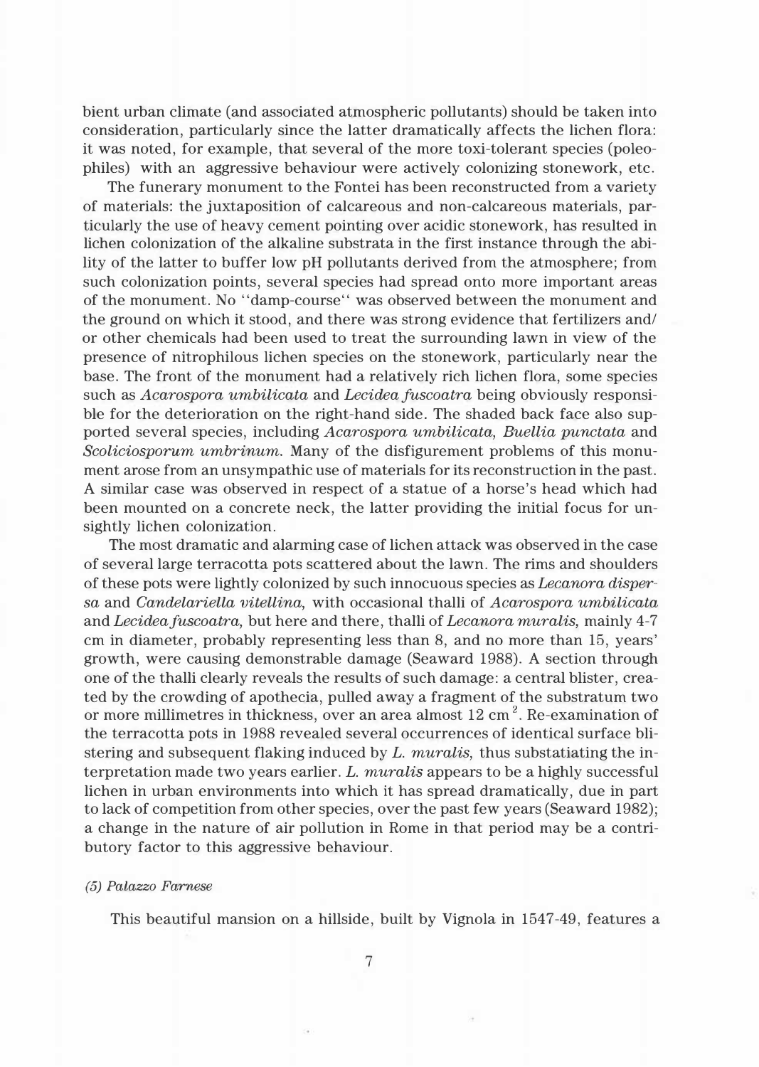bient urban climate (and associated atmospheric pollutants) should be taken into consideration, particularly since the latter dramatically affects the lichen flora: it was noted, for example, that several of the more toxi-tolerant species (poleophiles) with an aggressive behaviour were actively colonizing stonework, etc.

The funerary monument to the Fontei has been reconstructed from a variety of materials: the juxtaposition of calcareous and non-calcareous materials, particularly the use of heavy cement pointing over acidic stonework, has resulted in lichen colonization of the alkaline substrata in the first instance through the ability of the latter to buffer low pH pollutants derived from the atmosphere; from such colonization points, several species had spread onto more important areas of the monument. No "damp-course" was observed between the monument and the ground on which it stood, and there was strong evidence that fertilizers and/or other chemicals had been used to treat the surrounding lawn in view of the presence of nitrophilous lichen species on the stonework, particularly near the base. The front of the monument had a relatively rich lichen flora, some species such as *Acarospora umbilicata* and *Lecidea fuscoatra* being obviously responsible for the deterioration on the right-hand side. The shaded back face also supported several species, including *Acarospora umbilicata*, *Buellia punctata* and *Scoliciosporum umbrinum*. Many of the disfigurement problems of this monument arose from an unsympathic use of materials for its reconstruction in the past. A similar case was observed in respect of a statue of a horse's head which had been mounted on a concrete neck, the latter providing the initial focus for unsightly lichen colonization.

The most dramatic and alarming case of lichen attack was observed in the case of several large terracotta pots scattered about the lawn. The rims and shoulders of these pots were lightly colonized by such innocuous species as *Lecanora dispersa* and *Candelariella vitellina*, with occasional thalli of *Acarospora umbilicata* and *Lecidea fuscoatra*, but here and there, thalli of *Lecanora muralis*, mainly 4-7 cm in diameter, probably representing less than 8, and no more than 15, years' growth, were causing demonstrable damage (Seaward 1988). A section through one of the thalli clearly reveals the results of such damage: a central blister, created by the crowding of apothecia, pulled away a fragment of the substratum two or more millimetres in thickness, over an area almost 12 $cm^2$. Re-examination of the terracotta pots in 1988 revealed several occurrences of identical surface blistering and subsequent flaking induced by *L. muralis*, thus substatiating the interpretation made two years earlier. *L. muralis* appears to be a highly successful lichen in urban environments into which it has spread dramatically, due in part to lack of competition from other species, over the past few years (Seaward 1982); a change in the nature of air pollution in Rome in that period may be a contributory factor to this aggressive behaviour.

*(5) Palazzo Farnese*

This beautiful mansion on a hillside, built by Vignola in 1547-49, features a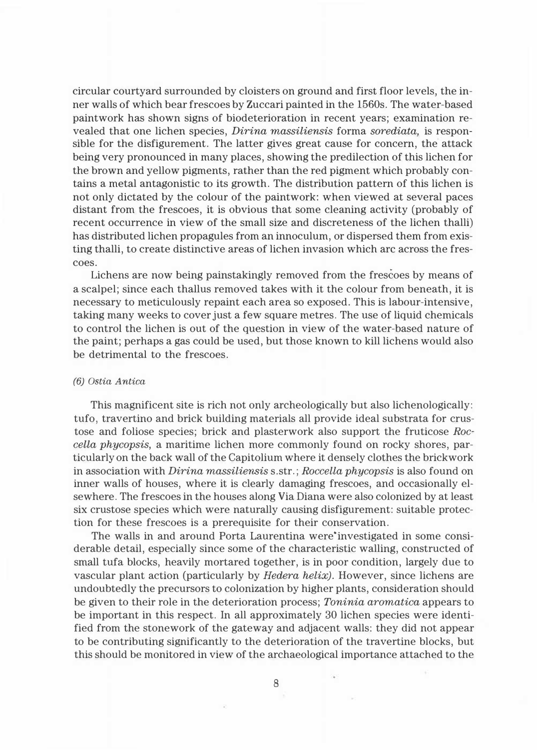circular courtyard surrounded by cloisters on ground and first floor levels, the inner walls of which bear frescoes by Zuccari painted in the 1560s. The water-based paintwork has shown signs of biodeterioration in recent years; examination revealed that one lichen species, *Dirina massiliensis* forma *sorediata,* is responsible for the disfigurement. The latter gives great cause for concern, the attack being very pronounced in many places, showing the predilection of this lichen for the brown and yellow pigments, rather than the red pigment which probably contains a metal antagonistic to its growth. The distribution pattern of this lichen is not only dictated by the colour of the paintwork: when viewed at several paces distant from the frescoes, it is obvious that some cleaning activity (probably of recent occurrence in view of the small size and discreteness of the lichen thalli) has distributed lichen propagules from an innoculum, or dispersed them from existing thalli, to create distinctive areas of lichen invasion which arc across the frescoes.

Lichens are now being painstakingly removed from the frescoes by means of a scalpel; since each thallus removed takes with it the colour from beneath, it is necessary to meticulously repaint each area so exposed. This is labour-intensive, taking many weeks to cover just a few square metres. The use of liquid chemicals to control the lichen is out of the question in view of the water-based nature of the paint; perhaps a gas could be used, but those known to kill lichens would also be detrimental to the frescoes.

*(6) Ostia Antica*

This magnificent site is rich not only archeologically but also lichenologically: tufo, travertino and brick building materials all provide ideal substrata for crustose and foliose species; brick and plasterwork also support the fruticose *Roccella phycopsis,* a maritime lichen more commonly found on rocky shores, particularly on the back wall of the Capitolium where it densely clothes the brickwork in association with *Dirina massiliensis* s.str.; *Roccella phycopsis* is also found on inner walls of houses, where it is clearly damaging frescoes, and occasionally elsewhere. The frescoes in the houses along Via Diana were also colonized by at least six crustose species which were naturally causing disfigurement: suitable protection for these frescoes is a prerequisite for their conservation.

The walls in and around Porta Laurentina were investigated in some considerable detail, especially since some of the characteristic walling, constructed of small tufa blocks, heavily mortared together, is in poor condition, largely due to vascular plant action (particularly by *Hedera helix).* However, since lichens are undoubtedly the precursors to colonization by higher plants, consideration should be given to their role in the deterioration process; *Toninia aromatica* appears to be important in this respect. In all approximately 30 lichen species were identified from the stonework of the gateway and adjacent walls: they did not appear to be contributing significantly to the deterioration of the travertine blocks, but this should be monitored in view of the archaeological importance attached to the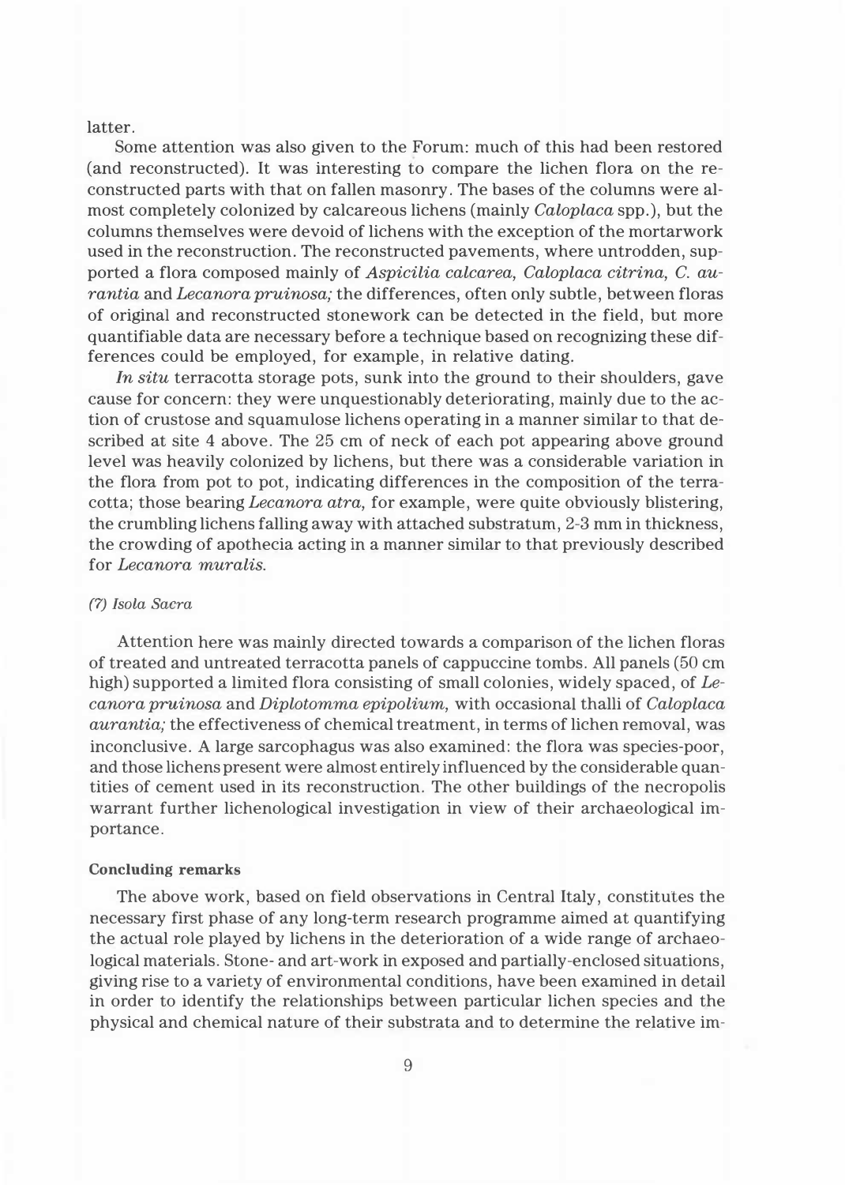latter.

Some attention was also given to the Forum: much of this had been restored (and reconstructed). It was interesting to compare the lichen flora on the reconstructed parts with that on fallen masonry. The bases of the columns were almost completely colonized by calcareous lichens (mainly *Caloplaca* spp.), but the columns themselves were devoid of lichens with the exception of the mortarwork used in the reconstruction. The reconstructed pavements, where untrodden, supported a flora composed mainly of *Aspicilia calcarea, Caloplaca citrina, C. aurantia* and *Lecanora pruinosa;* the differences, often only subtle, between floras of original and reconstructed stonework can be detected in the field, but more quantifiable data are necessary before a technique based on recognizing these differences could be employed, for example, in relative dating.

*In situ* terracotta storage pots, sunk into the ground to their shoulders, gave cause for concern: they were unquestionably deteriorating, mainly due to the action of crustose and squamulose lichens operating in a manner similar to that described at site 4 above. The 25 cm of neck of each pot appearing above ground level was heavily colonized by lichens, but there was a considerable variation in the flora from pot to pot, indicating differences in the composition of the terracotta; those bearing *Lecanora atra,* for example, were quite obviously blistering, the crumbling lichens falling away with attached substratum, 2-3 mm in thickness, the crowding of apothecia acting in a manner similar to that previously described for *Lecanora muralis.*

*(7) Isola Sacra*

Attention here was mainly directed towards a comparison of the lichen floras of treated and untreated terracotta panels of cappuccine tombs. All panels (50 cm high) supported a limited flora consisting of small colonies, widely spaced, of *Lecanora pruinosa* and *Diplotomma epipolium,* with occasional thalli of *Caloplaca aurantia;* the effectiveness of chemical treatment, in terms of lichen removal, was inconclusive. A large sarcophagus was also examined: the flora was species-poor, and those lichens present were almost entirely influenced by the considerable quantities of cement used in its reconstruction. The other buildings of the necropolis warrant further lichenological investigation in view of their archaeological importance.

**Concluding remarks**

The above work, based on field observations in Central Italy, constitutes the necessary first phase of any long-term research programme aimed at quantifying the actual role played by lichens in the deterioration of a wide range of archaeological materials. Stone- and art-work in exposed and partially-enclosed situations, giving rise to a variety of environmental conditions, have been examined in detail in order to identify the relationships between particular lichen species and the physical and chemical nature of their substrata and to determine the relative im-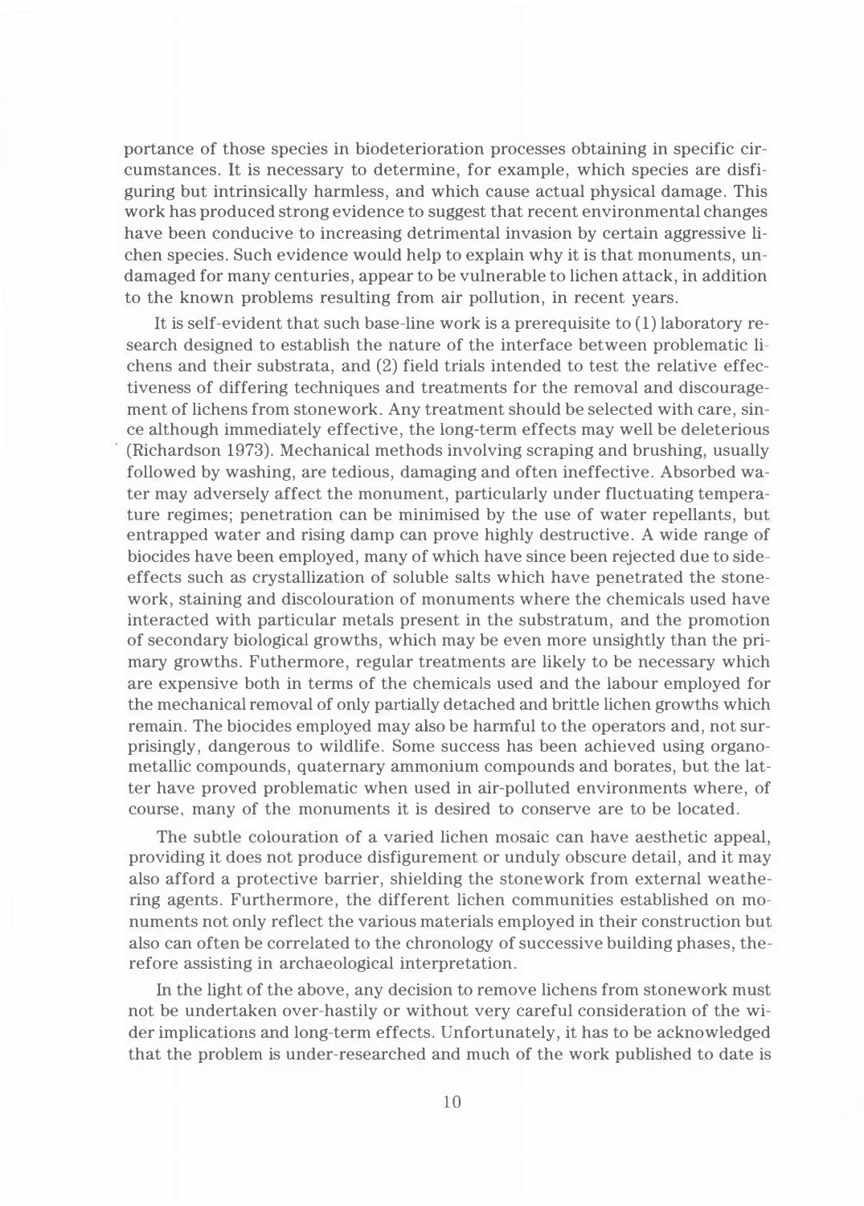portance of those species in biodeterioration processes obtaining in specific circumstances. It is necessary to determine, for example, which species are disfiguring but intrinsically harmless, and which cause actual physical damage. This work has produced strong evidence to suggest that recent environmental changes have been conducive to increasing detrimental invasion by certain aggressive lichen species. Such evidence would help to explain why it is that monuments, undamaged for many centuries, appear to be vulnerable to lichen attack, in addition to the known problems resulting from air pollution, in recent years.

It is self-evident that such base-line work is a prerequisite to (1) laboratory research designed to establish the nature of the interface between problematic lichens and their substrata, and (2) field trials intended to test the relative effectiveness of differing techniques and treatments for the removal and discouragement of lichens from stonework. Any treatment should be selected with care, since although immediately effective, the long-term effects may well be deleterious (Richardson 1973). Mechanical methods involving scraping and brushing, usually followed by washing, are tedious, damaging and often ineffective. Absorbed water may adversely affect the monument, particularly under fluctuating temperature regimes; penetration can be minimised by the use of water repellants, but entrapped water and rising damp can prove highly destructive. A wide range of biocides have been employed, many of which have since been rejected due to side-effects such as crystallization of soluble salts which have penetrated the stonework, staining and discolouration of monuments where the chemicals used have interacted with particular metals present in the substratum, and the promotion of secondary biological growths, which may be even more unsightly than the primary growths. Futhermore, regular treatments are likely to be necessary which are expensive both in terms of the chemicals used and the labour employed for the mechanical removal of only partially detached and brittle lichen growths which remain. The biocides employed may also be harmful to the operators and, not surprisingly, dangerous to wildlife. Some success has been achieved using organometallic compounds, quaternary ammonium compounds and borates, but the latter have proved problematic when used in air-polluted environments where, of course, many of the monuments it is desired to conserve are to be located.

The subtle colouration of a varied lichen mosaic can have aesthetic appeal, providing it does not produce disfigurement or unduly obscure detail, and it may also afford a protective barrier, shielding the stonework from external weathering agents. Furthermore, the different lichen communities established on monuments not only reflect the various materials employed in their construction but also can often be correlated to the chronology of successive building phases, therefore assisting in archaeological interpretation.

In the light of the above, any decision to remove lichens from stonework must not be undertaken over-hastily or without very careful consideration of the wider implications and long-term effects. Unfortunately, it has to be acknowledged that the problem is under-researched and much of the work published to date is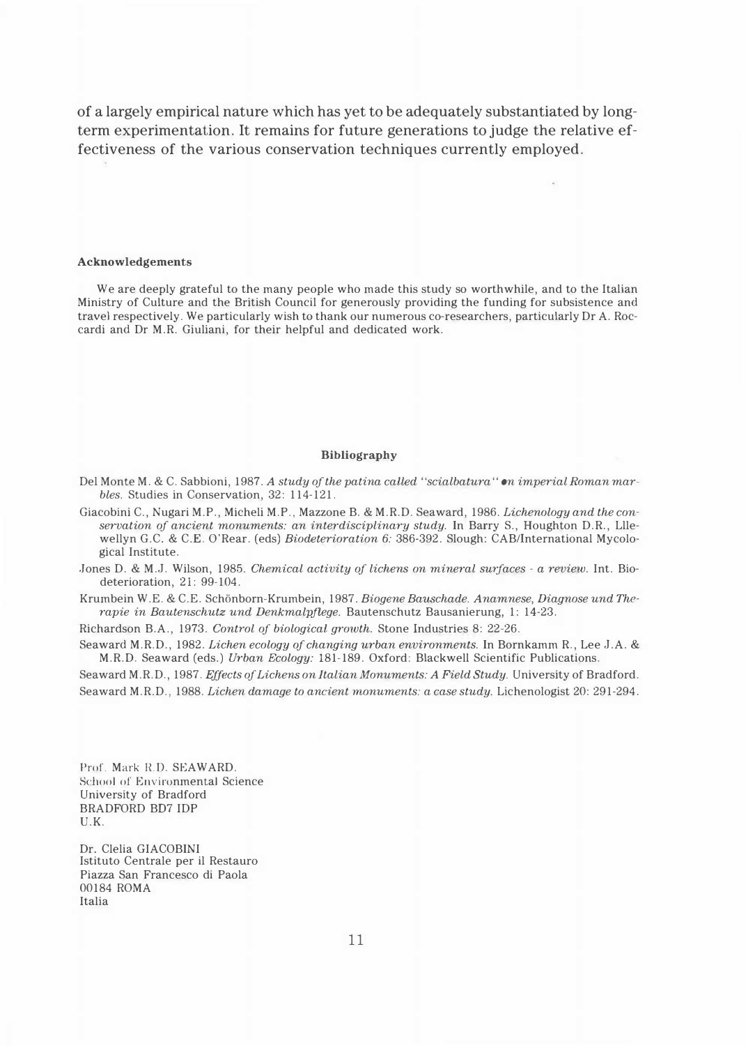of a largely empirical nature which has yet to be adequately substantiated by long-term experimentation. It remains for future generations to judge the relative effectiveness of the various conservation techniques currently employed.

#### Acknowledgements

We are deeply grateful to the many people who made this study so worthwhile, and to the Italian Ministry of Culture and the British Council for generously providing the funding for subsistence and travel respectively. We particularly wish to thank our numerous co-researchers, particularly Dr A. Roccardi and Dr M.R. Giuliani, for their helpful and dedicated work.

#### Bibliography

Del Monte M. & C. Sabbioni, 1987. *A study of the patina called "scialbatura" on imperial Roman marbles.* Studies in Conservation, 32: 114-121.

Giacobini C., Nugari M.P., Micheli M.P., Mazzone B. & M.R.D. Seaward, 1986. *Lichenology and the conservation of ancient monuments: an interdisciplinary study.* In Barry S., Houghton D.R., Llewellyn G.C. & C.E. O'Rear. (eds) *Biodeterioration 6:* 386-392. Slough: CAB/International Mycological Institute.

Jones D. & M.J. Wilson, 1985. *Chemical activity of lichens on mineral surfaces - a review.* Int. Biodeterioration, 21: 99-104.

Krumbein W.E. & C.E. Schönborn-Krumbein, 1987. *Biogene Bauschade. Anamnese, Diagnose und Therapie in Bautenschutz und Denkmalpflege.* Bautenschutz Bausanierung, 1: 14-23.

Richardson B.A., 1973. *Control of biological growth.* Stone Industries 8: 22-26.

Seaward M.R.D., 1982. *Lichen ecology of changing urban environments.* In Bornkamm R., Lee J.A. & M.R.D. Seaward (eds.) *Urban Ecology:* 181-189. Oxford: Blackwell Scientific Publications.

Seaward M.R.D., 1987. *Effects of Lichens on Italian Monuments: A Field Study.* University of Bradford.

Seaward M.R.D., 1988. *Lichen damage to ancient monuments: a case study.* Lichenologist 20: 291-294.

Prof. Mark R.D. SEAWARD.
School of Environmental Science
University of Bradford
BRADFORD BD7 IDP
U.K.

Dr. Clelia GIACOBINI
Istituto Centrale per il Restauro
Piazza San Francesco di Paola
00184 ROMA
Italia